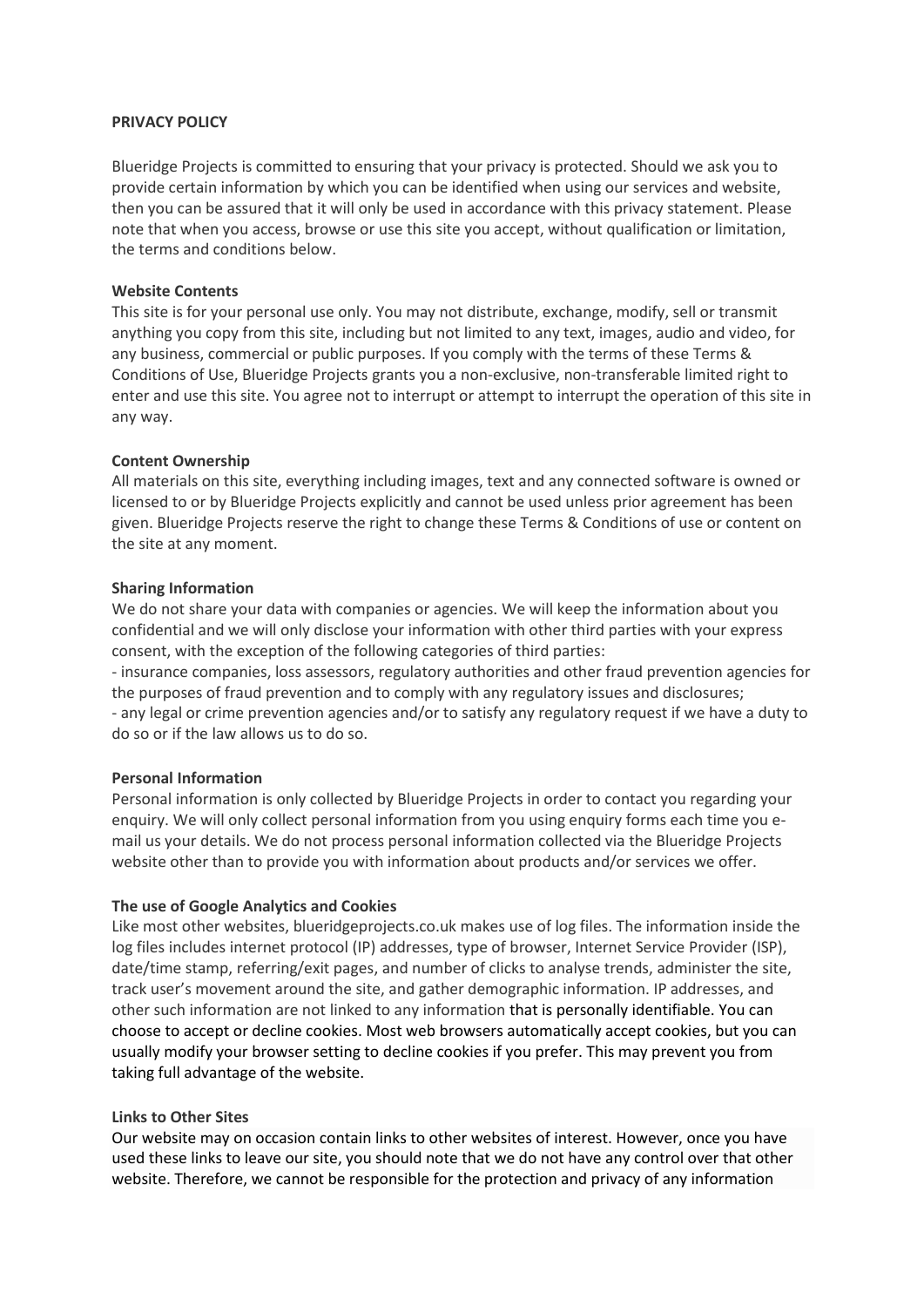**PRIVACY POLICY**

Blueridge Projects is committed to ensuring that your privacy is protected. Should we ask you to provide certain information by which you can be identified when using our services and website, then you can be assured that it will only be used in accordance with this privacy statement. Please note that when you access, browse or use this site you accept, without qualification or limitation, the terms and conditions below.

**Website Contents**
This site is for your personal use only. You may not distribute, exchange, modify, sell or transmit anything you copy from this site, including but not limited to any text, images, audio and video, for any business, commercial or public purposes. If you comply with the terms of these Terms & Conditions of Use, Blueridge Projects grants you a non-exclusive, non-transferable limited right to enter and use this site. You agree not to interrupt or attempt to interrupt the operation of this site in any way.

**Content Ownership**
All materials on this site, everything including images, text and any connected software is owned or licensed to or by Blueridge Projects explicitly and cannot be used unless prior agreement has been given. Blueridge Projects reserve the right to change these Terms & Conditions of use or content on the site at any moment.

**Sharing Information**
We do not share your data with companies or agencies. We will keep the information about you confidential and we will only disclose your information with other third parties with your express consent, with the exception of the following categories of third parties:
- insurance companies, loss assessors, regulatory authorities and other fraud prevention agencies for the purposes of fraud prevention and to comply with any regulatory issues and disclosures;
- any legal or crime prevention agencies and/or to satisfy any regulatory request if we have a duty to do so or if the law allows us to do so.

**Personal Information**
Personal information is only collected by Blueridge Projects in order to contact you regarding your enquiry. We will only collect personal information from you using enquiry forms each time you e-mail us your details. We do not process personal information collected via the Blueridge Projects website other than to provide you with information about products and/or services we offer.

**The use of Google Analytics and Cookies**
Like most other websites, blueridgeprojects.co.uk makes use of log files. The information inside the log files includes internet protocol (IP) addresses, type of browser, Internet Service Provider (ISP), date/time stamp, referring/exit pages, and number of clicks to analyse trends, administer the site, track user's movement around the site, and gather demographic information. IP addresses, and other such information are not linked to any information that is personally identifiable. You can choose to accept or decline cookies. Most web browsers automatically accept cookies, but you can usually modify your browser setting to decline cookies if you prefer. This may prevent you from taking full advantage of the website.

**Links to Other Sites**
Our website may on occasion contain links to other websites of interest. However, once you have used these links to leave our site, you should note that we do not have any control over that other website. Therefore, we cannot be responsible for the protection and privacy of any information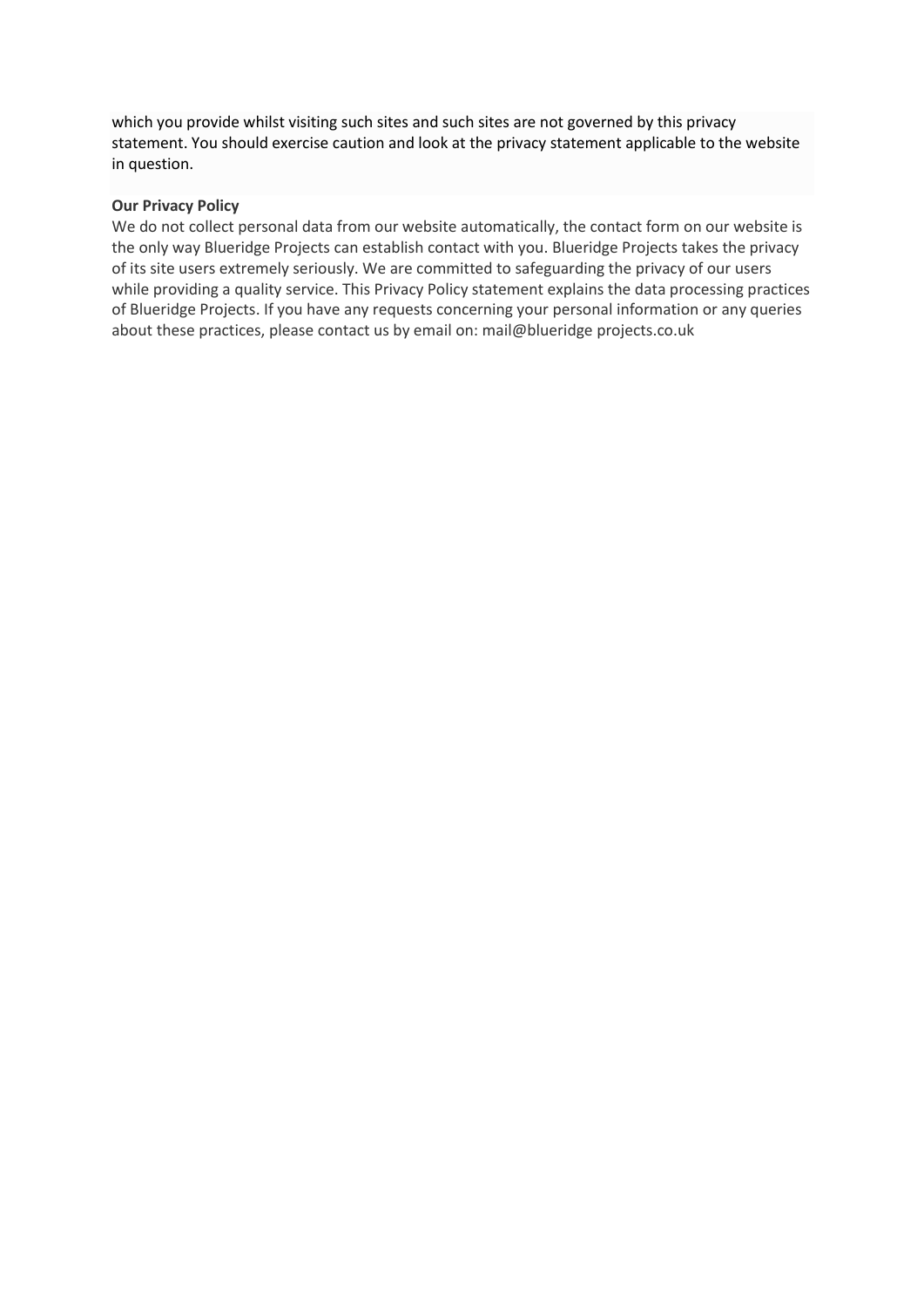which you provide whilst visiting such sites and such sites are not governed by this privacy statement. You should exercise caution and look at the privacy statement applicable to the website in question.

**Our Privacy Policy**

We do not collect personal data from our website automatically, the contact form on our website is the only way Blueridge Projects can establish contact with you. Blueridge Projects takes the privacy of its site users extremely seriously. We are committed to safeguarding the privacy of our users while providing a quality service. This Privacy Policy statement explains the data processing practices of Blueridge Projects. If you have any requests concerning your personal information or any queries about these practices, please contact us by email on: mail@blueridge projects.co.uk